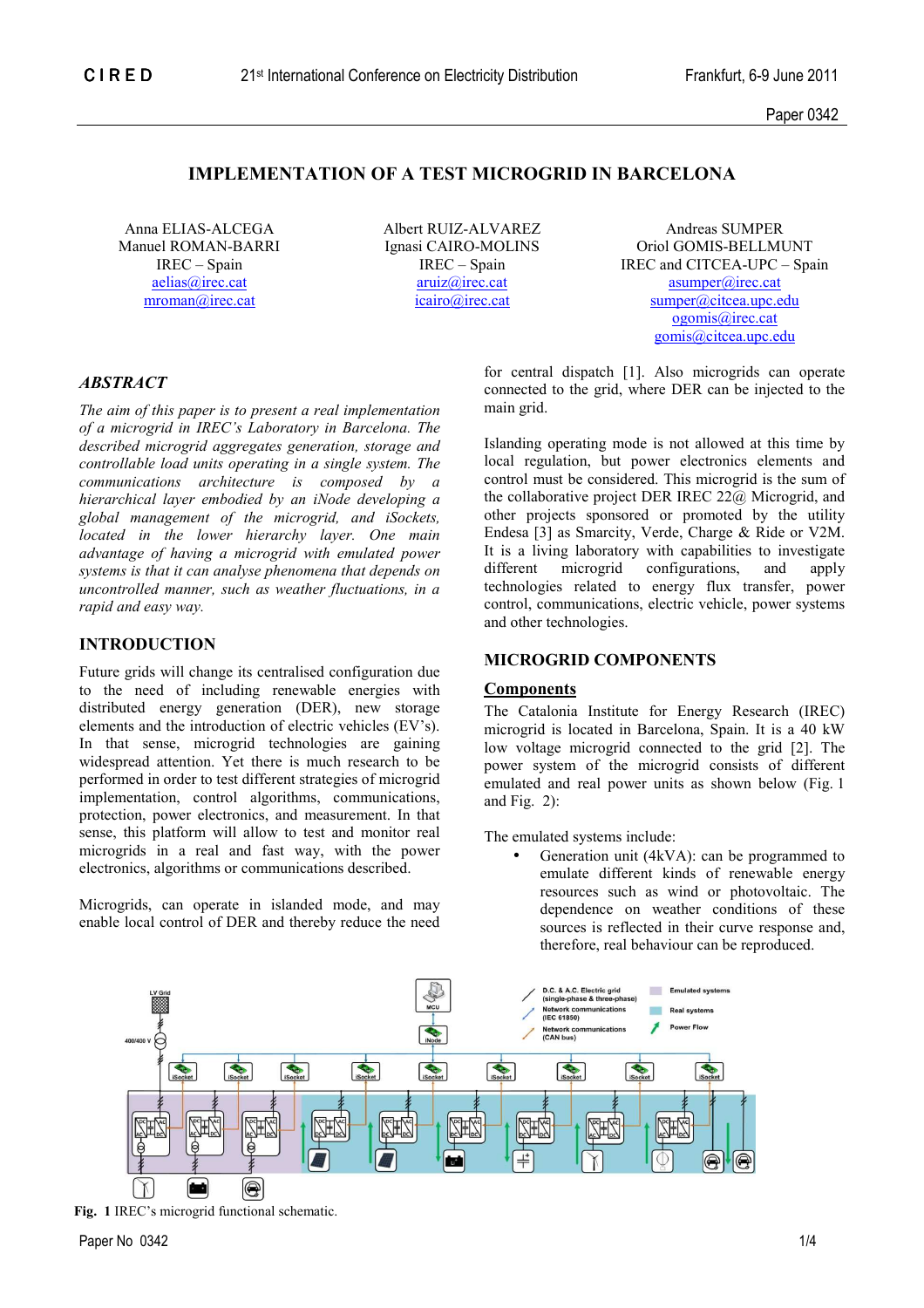# IMPLEMENTATION OF A TEST MICROGRID IN BARCELONA

Anna ELIAS-ALCEGA
Manuel ROMAN-BARRI
IREC – Spain
aelias@irec.cat
mroman@irec.cat

Albert RUIZ-ALVAREZ
Ignasi CAIRO-MOLINS
IREC – Spain
aruiz@irec.cat
icairo@irec.cat

Andreas SUMPER
Oriol GOMIS-BELLMUNT
IREC and CITCEA-UPC – Spain
asumper@irec.cat
sumper@citcea.upc.edu
ogomis@irec.cat
gomis@citcea.upc.edu

## ABSTRACT

*The aim of this paper is to present a real implementation of a microgrid in IREC's Laboratory in Barcelona. The described microgrid aggregates generation, storage and controllable load units operating in a single system. The communications architecture is composed by a hierarchical layer embodied by an iNode developing a global management of the microgrid, and iSockets, located in the lower hierarchy layer. One main advantage of having a microgrid with emulated power systems is that it can analyse phenomena that depends on uncontrolled manner, such as weather fluctuations, in a rapid and easy way.*

## INTRODUCTION

Future grids will change its centralised configuration due to the need of including renewable energies with distributed energy generation (DER), new storage elements and the introduction of electric vehicles (EV's). In that sense, microgrid technologies are gaining widespread attention. Yet there is much research to be performed in order to test different strategies of microgrid implementation, control algorithms, communications, protection, power electronics, and measurement. In that sense, this platform will allow to test and monitor real microgrids in a real and fast way, with the power electronics, algorithms or communications described.

Microgrids, can operate in islanded mode, and may enable local control of DER and thereby reduce the need for central dispatch [1]. Also microgrids can operate connected to the grid, where DER can be injected to the main grid.

Islanding operating mode is not allowed at this time by local regulation, but power electronics elements and control must be considered. This microgrid is the sum of the collaborative project DER IREC 22@ Microgrid, and other projects sponsored or promoted by the utility Endesa [3] as Smarcity, Verde, Charge & Ride or V2M. It is a living laboratory with capabilities to investigate different microgrid configurations, and apply technologies related to energy flux transfer, power control, communications, electric vehicle, power systems and other technologies.

## MICROGRID COMPONENTS

### Components

The Catalonia Institute for Energy Research (IREC) microgrid is located in Barcelona, Spain. It is a 40 kW low voltage microgrid connected to the grid [2]. The power system of the microgrid consists of different emulated and real power units as shown below (Fig. 1 and Fig. 2):

The emulated systems include:

- Generation unit (4kVA): can be programmed to emulate different kinds of renewable energy resources such as wind or photovoltaic. The dependence on weather conditions of these sources is reflected in their curve response and, therefore, real behaviour can be reproduced.

**Fig. 1** IREC's microgrid functional schematic.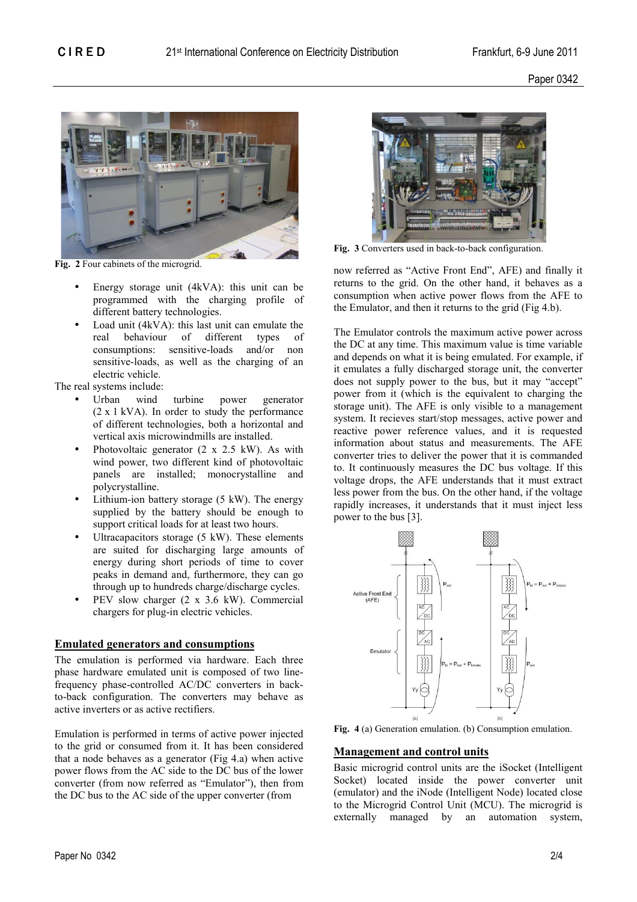Fig. 2 Four cabinets of the microgrid.

- Energy storage unit (4kVA): this unit can be programmed with the charging profile of different battery technologies.
- Load unit (4kVA): this last unit can emulate the real behaviour of different types of consumptions: sensitive-loads and/or non sensitive-loads, as well as the charging of an electric vehicle.

The real systems include:

- Urban wind turbine power generator (2 x 1 kVA). In order to study the performance of different technologies, both a horizontal and vertical axis microwindmills are installed.
- Photovoltaic generator (2 x 2.5 kW). As with wind power, two different kind of photovoltaic panels are installed; monocrystalline and polycrystalline.
- Lithium-ion battery storage (5 kW). The energy supplied by the battery should be enough to support critical loads for at least two hours.
- Ultracapacitors storage (5 kW). These elements are suited for discharging large amounts of energy during short periods of time to cover peaks in demand and, furthermore, they can go through up to hundreds charge/discharge cycles.
- PEV slow charger (2 x 3.6 kW). Commercial chargers for plug-in electric vehicles.

## Emulated generators and consumptions

The emulation is performed via hardware. Each three phase hardware emulated unit is composed of two line-frequency phase-controlled AC/DC converters in back-to-back configuration. The converters may behave as active inverters or as active rectifiers.

Emulation is performed in terms of active power injected to the grid or consumed from it. It has been considered that a node behaves as a generator (Fig 4.a) when active power flows from the AC side to the DC bus of the lower converter (from now referred as "Emulator"), then from the DC bus to the AC side of the upper converter (from now referred as "Active Front End", AFE) and finally it returns to the grid. On the other hand, it behaves as a consumption when active power flows from the AFE to the Emulator, and then it returns to the grid (Fig 4.b).

Fig. 3 Converters used in back-to-back configuration.

The Emulator controls the maximum active power across the DC at any time. This maximum value is time variable and depends on what it is being emulated. For example, if it emulates a fully discharged storage unit, the converter does not supply power to the bus, but it may "accept" power from it (which is the equivalent to charging the storage unit). The AFE is only visible to a management system. It recieves start/stop messages, active power and reactive power reference values, and it is requested information about status and measurements. The AFE converter tries to deliver the power that it is commanded to. It continuously measures the DC bus voltage. If this voltage drops, the AFE understands that it must extract less power from the bus. On the other hand, if the voltage rapidly increases, it understands that it must inject less power to the bus [3].

Fig. 4 (a) Generation emulation. (b) Consumption emulation.

## Management and control units

Basic microgrid control units are the iSocket (Intelligent Socket) located inside the power converter unit (emulator) and the iNode (Intelligent Node) located close to the Microgrid Control Unit (MCU). The microgrid is externally managed by an automation system,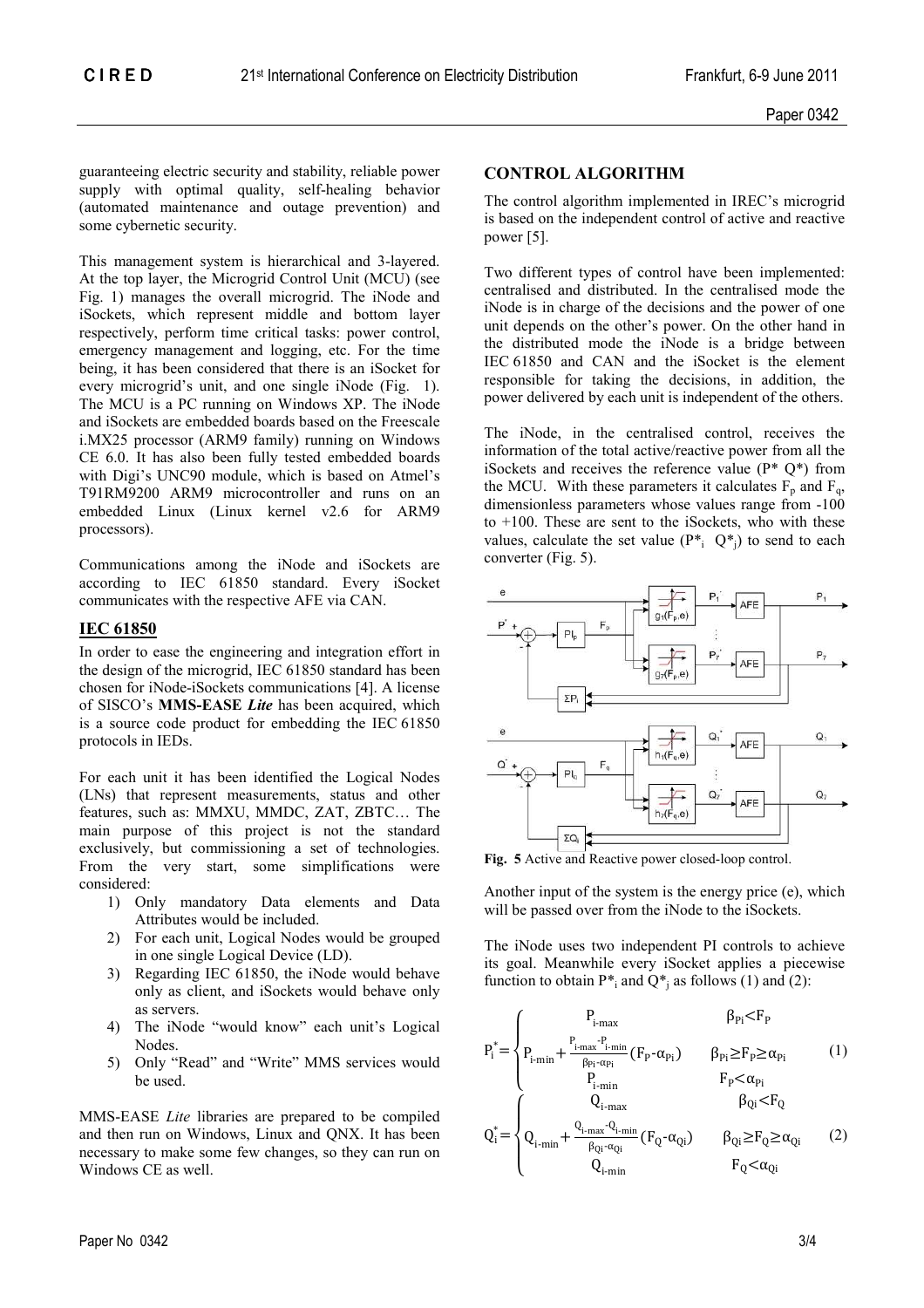guaranteeing electric security and stability, reliable power supply with optimal quality, self-healing behavior (automated maintenance and outage prevention) and some cybernetic security.

This management system is hierarchical and 3-layered. At the top layer, the Microgrid Control Unit (MCU) (see Fig. 1) manages the overall microgrid. The iNode and iSockets, which represent middle and bottom layer respectively, perform time critical tasks: power control, emergency management and logging, etc. For the time being, it has been considered that there is an iSocket for every microgrid's unit, and one single iNode (Fig. 1). The MCU is a PC running on Windows XP. The iNode and iSockets are embedded boards based on the Freescale i.MX25 processor (ARM9 family) running on Windows CE 6.0. It has also been fully tested embedded boards with Digi's UNC90 module, which is based on Atmel's T91RM9200 ARM9 microcontroller and runs on an embedded Linux (Linux kernel v2.6 for ARM9 processors).

Communications among the iNode and iSockets are according to IEC 61850 standard. Every iSocket communicates with the respective AFE via CAN.

## IEC 61850

In order to ease the engineering and integration effort in the design of the microgrid, IEC 61850 standard has been chosen for iNode-iSockets communications [4]. A license of SISCO's **MMS-EASE *Lite*** has been acquired, which is a source code product for embedding the IEC 61850 protocols in IEDs.

For each unit it has been identified the Logical Nodes (LNs) that represent measurements, status and other features, such as: MMXU, MMDC, ZAT, ZBTC… The main purpose of this project is not the standard exclusively, but commissioning a set of technologies. From the very start, some simplifications were considered:

1) Only mandatory Data elements and Data Attributes would be included.
2) For each unit, Logical Nodes would be grouped in one single Logical Device (LD).
3) Regarding IEC 61850, the iNode would behave only as client, and iSockets would behave only as servers.
4) The iNode "would know" each unit's Logical Nodes.
5) Only "Read" and "Write" MMS services would be used.

MMS-EASE *Lite* libraries are prepared to be compiled and then run on Windows, Linux and QNX. It has been necessary to make some few changes, so they can run on Windows CE as well.

## CONTROL ALGORITHM

The control algorithm implemented in IREC's microgrid is based on the independent control of active and reactive power [5].

Two different types of control have been implemented: centralised and distributed. In the centralised mode the iNode is in charge of the decisions and the power of one unit depends on the other's power. On the other hand in the distributed mode the iNode is a bridge between IEC 61850 and CAN and the iSocket is the element responsible for taking the decisions, in addition, the power delivered by each unit is independent of the others.

The iNode, in the centralised control, receives the information of the total active/reactive power from all the iSockets and receives the reference value ($P^*$ $Q^*$) from the MCU. With these parameters it calculates $F_p$ and $F_q$, dimensionless parameters whose values range from -100 to +100. These are sent to the iSockets, who with these values, calculate the set value ($P^*_i$ $Q^*_j$) to send to each converter (Fig. 5).

**Fig. 5** Active and Reactive power closed-loop control.

Another input of the system is the energy price (e), which will be passed over from the iNode to the iSockets.

The iNode uses two independent PI controls to achieve its goal. Meanwhile every iSocket applies a piecewise function to obtain $P^*_i$ and $Q^*_j$ as follows (1) and (2):

$$P_i^* = \begin{cases} P_{i\text{-max}} & \beta_{Pi} < F_P \\ P_{i\text{-min}} + \frac{P_{i\text{-max}} - P_{i\text{-min}}}{\beta_{Pi} - \alpha_{Pi}} (F_P - \alpha_{Pi}) & \beta_{Pi} \geq F_P \geq \alpha_{Pi} \\ P_{i\text{-min}} & F_P < \alpha_{Pi} \end{cases} \quad (1)$$

$$Q_i^* = \begin{cases} Q_{i\text{-max}} & \beta_{Qi} < F_Q \\ Q_{i\text{-min}} + \frac{Q_{i\text{-max}} - Q_{i\text{-min}}}{\beta_{Qi} - \alpha_{Qi}} (F_Q - \alpha_{Qi}) & \beta_{Qi} \geq F_Q \geq \alpha_{Qi} \\ Q_{i\text{-min}} & F_Q < \alpha_{Qi} \end{cases} \quad (2)$$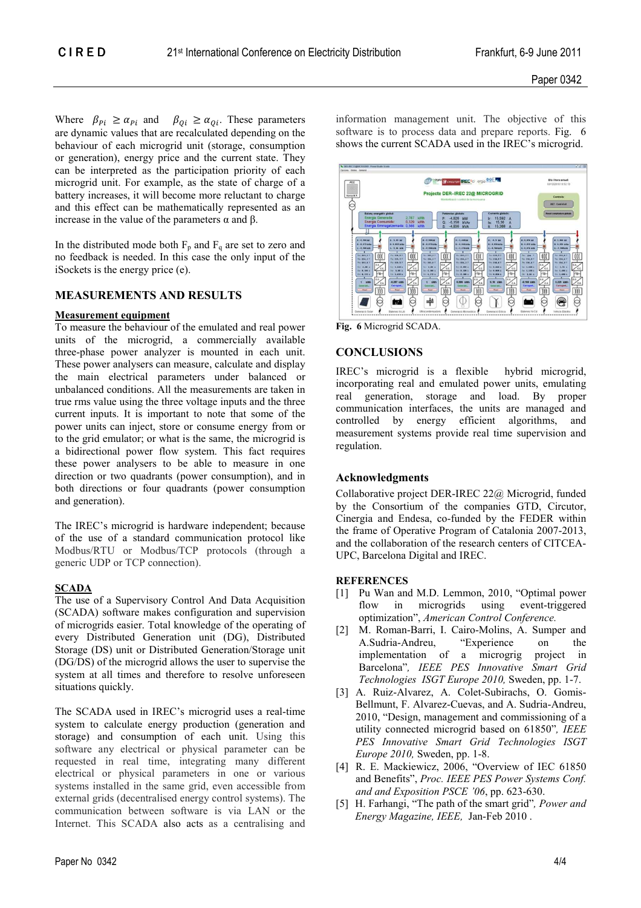Where $\beta_{Pi} \geq \alpha_{Pi}$ and $\beta_{Qi} \geq \alpha_{Qi}$. These parameters are dynamic values that are recalculated depending on the behaviour of each microgrid unit (storage, consumption or generation), energy price and the current state. They can be interpreted as the participation priority of each microgrid unit. For example, as the state of charge of a battery increases, it will become more reluctant to charge and this effect can be mathematically represented as an increase in the value of the parameters α and β.

In the distributed mode both $F_p$ and $F_q$ are set to zero and no feedback is needed. In this case the only input of the iSockets is the energy price (e).

## MEASUREMENTS AND RESULTS

### Measurement equipment

To measure the behaviour of the emulated and real power units of the microgrid, a commercially available three-phase power analyzer is mounted in each unit. These power analysers can measure, calculate and display the main electrical parameters under balanced or unbalanced conditions. All the measurements are taken in true rms value using the three voltage inputs and the three current inputs. It is important to note that some of the power units can inject, store or consume energy from or to the grid emulator; or what is the same, the microgrid is a bidirectional power flow system. This fact requires these power analysers to be able to measure in one direction or two quadrants (power consumption), and in both directions or four quadrants (power consumption and generation).

The IREC's microgrid is hardware independent; because of the use of a standard communication protocol like Modbus/RTU or Modbus/TCP protocols (through a generic UDP or TCP connection).

### SCADA

The use of a Supervisory Control And Data Acquisition (SCADA) software makes configuration and supervision of microgrids easier. Total knowledge of the operating of every Distributed Generation unit (DG), Distributed Storage (DS) unit or Distributed Generation/Storage unit (DG/DS) of the microgrid allows the user to supervise the system at all times and therefore to resolve unforeseen situations quickly.

The SCADA used in IREC's microgrid uses a real-time system to calculate energy production (generation and storage) and consumption of each unit. Using this software any electrical or physical parameter can be requested in real time, integrating many different electrical or physical parameters in one or various systems installed in the same grid, even accessible from external grids (decentralised energy control systems). The communication between software is via LAN or the Internet. This SCADA also acts as a centralising and information management unit. The objective of this software is to process data and prepare reports. Fig. 6 shows the current SCADA used in the IREC's microgrid.

**Fig. 6** Microgrid SCADA.

## CONCLUSIONS

IREC's microgrid is a flexible hybrid microgrid, incorporating real and emulated power units, emulating real generation, storage and load. By proper communication interfaces, the units are managed and controlled by energy efficient algorithms, and measurement systems provide real time supervision and regulation.

## Acknowledgments

Collaborative project DER-IREC 22@ Microgrid, funded by the Consortium of the companies GTD, Circutor, Cinergia and Endesa, co-funded by the FEDER within the frame of Operative Program of Catalonia 2007-2013, and the collaboration of the research centers of CITCEA-UPC, Barcelona Digital and IREC.

## REFERENCES

[1] Pu Wan and M.D. Lemmon, 2010, "Optimal power flow in microgrids using event-triggered optimization", *American Control Conference.*

[2] M. Roman-Barri, I. Cairo-Molins, A. Sumper and A.Sudria-Andreu, "Experience on the implementation of a microgrig project in Barcelona", *IEEE PES Innovative Smart Grid Technologies ISGT Europe 2010*, Sweden, pp. 1-7.

[3] A. Ruiz-Alvarez, A. Colet-Subirachs, O. Gomis-Bellmunt, F. Alvarez-Cuevas, and A. Sudria-Andreu, 2010, "Design, management and commissioning of a utility connected microgrid based on 61850", *IEEE PES Innovative Smart Grid Technologies ISGT Europe 2010,* Sweden, pp. 1-8.

[4] R. E. Mackiewicz, 2006, "Overview of IEC 61850 and Benefits", *Proc. IEEE PES Power Systems Conf. and and Exposition PSCE '06*, pp. 623-630.

[5] H. Farhangi, "The path of the smart grid", *Power and Energy Magazine, IEEE,* Jan-Feb 2010 .